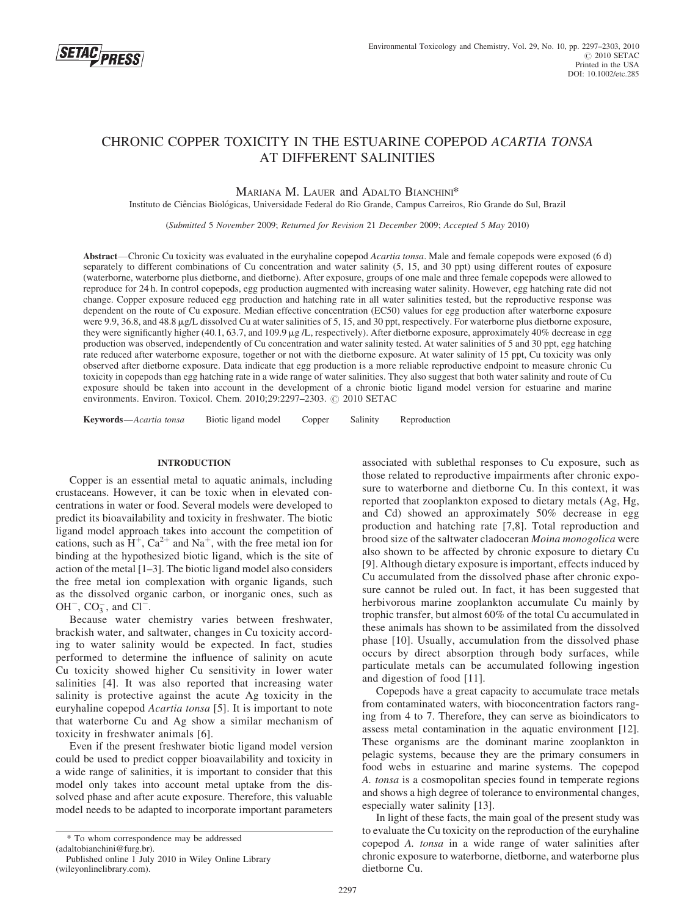# CHRONIC COPPER TOXICITY IN THE ESTUARINE COPEPOD *ACARTIA TONSA* AT DIFFERENT SALINITIES

MARIANA M. LAUER and ADALTO BIANCHINI*

Instituto de Ciências Biológicas, Universidade Federal do Rio Grande, Campus Carreiros, Rio Grande do Sul, Brazil

(*Submitted* 5 *November* 2009; *Returned for Revision* 21 *December* 2009; *Accepted* 5 *May* 2010)

**Abstract**—Chronic Cu toxicity was evaluated in the euryhaline copepod *Acartia tonsa*. Male and female copepods were exposed (6 d) separately to different combinations of Cu concentration and water salinity (5, 15, and 30 ppt) using different routes of exposure (waterborne, waterborne plus dietborne, and dietborne). After exposure, groups of one male and three female copepods were allowed to reproduce for 24 h. In control copepods, egg production augmented with increasing water salinity. However, egg hatching rate did not change. Copper exposure reduced egg production and hatching rate in all water salinities tested, but the reproductive response was dependent on the route of Cu exposure. Median effective concentration (EC50) values for egg production after waterborne exposure were 9.9, 36.8, and 48.8 μg/L dissolved Cu at water salinities of 5, 15, and 30 ppt, respectively. For waterborne plus dietborne exposure, they were significantly higher (40.1, 63.7, and 109.9 μg /L, respectively). After dietborne exposure, approximately 40% decrease in egg production was observed, independently of Cu concentration and water salinity tested. At water salinities of 5 and 30 ppt, egg hatching rate reduced after waterborne exposure, together or not with the dietborne exposure. At water salinity of 15 ppt, Cu toxicity was only observed after dietborne exposure. Data indicate that egg production is a more reliable reproductive endpoint to measure chronic Cu toxicity in copepods than egg hatching rate in a wide range of water salinities. They also suggest that both water salinity and route of Cu exposure should be taken into account in the development of a chronic biotic ligand model version for estuarine and marine environments. Environ. Toxicol. Chem. 2010;29:2297–2303. © 2010 SETAC

**Keywords**—*Acartia tonsa* Biotic ligand model Copper Salinity Reproduction

## INTRODUCTION

Copper is an essential metal to aquatic animals, including crustaceans. However, it can be toxic when in elevated concentrations in water or food. Several models were developed to predict its bioavailability and toxicity in freshwater. The biotic ligand model approach takes into account the competition of cations, such as $H^+$, $Ca^{2+}$ and $Na^+$, with the free metal ion for binding at the hypothesized biotic ligand, which is also the site of action of the metal [1–3]. The biotic ligand model also considers the free metal ion complexation with organic ligands, such as the dissolved organic carbon, or inorganic ones, such as $OH^-$, $CO_3^-$, and $Cl^-$.

Because water chemistry varies between freshwater, brackish water, and saltwater, changes in Cu toxicity according to water salinity would be expected. In fact, studies performed to determine the influence of salinity on acute Cu toxicity showed higher Cu sensitivity in lower water salinities [4]. It was also reported that increasing water salinity is protective against the acute Ag toxicity in the euryhaline copepod *Acartia tonsa* [5]. It is important to note that waterborne Cu and Ag show a similar mechanism of toxicity in freshwater animals [6].

Even if the present freshwater biotic ligand model version could be used to predict copper bioavailability and toxicity in a wide range of salinities, it is important to consider that this model only takes into account metal uptake from the dissolved phase and after acute exposure. Therefore, this valuable model needs to be adapted to incorporate important parameters associated with sublethal responses to Cu exposure, such as those related to reproductive impairments after chronic exposure to waterborne and dietborne Cu. In this context, it was reported that zooplankton exposed to dietary metals (Ag, Hg, and Cd) showed an approximately 50% decrease in egg production and hatching rate [7,8]. Total reproduction and brood size of the saltwater cladoceran *Moina monogolica* were also shown to be affected by chronic exposure to dietary Cu [9]. Although dietary exposure is important, effects induced by Cu accumulated from the dissolved phase after chronic exposure cannot be ruled out. In fact, it has been suggested that herbivorous marine zooplankton accumulate Cu mainly by trophic transfer, but almost 60% of the total Cu accumulated in these animals has shown to be assimilated from the dissolved phase [10]. Usually, accumulation from the dissolved phase occurs by direct absorption through body surfaces, while particulate metals can be accumulated following ingestion and digestion of food [11].

Copepods have a great capacity to accumulate trace metals from contaminated waters, with bioconcentration factors ranging from 4 to 7. Therefore, they can serve as bioindicators to assess metal contamination in the aquatic environment [12]. These organisms are the dominant marine zooplankton in pelagic systems, because they are the primary consumers in food webs in estuarine and marine systems. The copepod *A. tonsa* is a cosmopolitan species found in temperate regions and shows a high degree of tolerance to environmental changes, especially water salinity [13].

In light of these facts, the main goal of the present study was to evaluate the Cu toxicity on the reproduction of the euryhaline copepod *A. tonsa* in a wide range of water salinities after chronic exposure to waterborne, dietborne, and waterborne plus dietborne Cu.

---

* To whom correspondence may be addressed (adaltobianchini@furg.br).

Published online 1 July 2010 in Wiley Online Library (wileyonlinelibrary.com).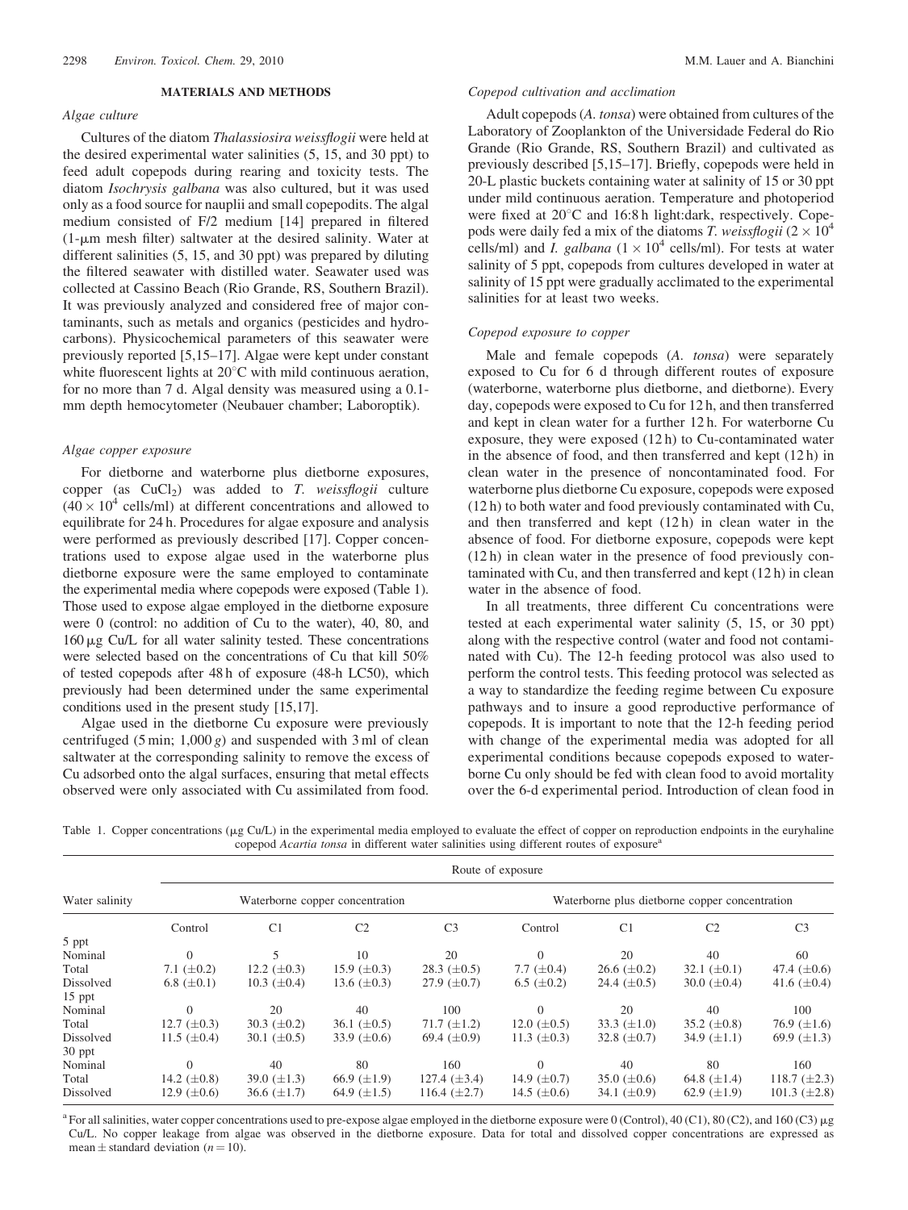## MATERIALS AND METHODS

### Algae culture

Cultures of the diatom *Thalassiosira weissflogii* were held at the desired experimental water salinities (5, 15, and 30 ppt) to feed adult copepods during rearing and toxicity tests. The diatom *Isochrysis galbana* was also cultured, but it was used only as a food source for nauplii and small copepodites. The algal medium consisted of F/2 medium [14] prepared in filtered (1-μm mesh filter) saltwater at the desired salinity. Water at different salinities (5, 15, and 30 ppt) was prepared by diluting the filtered seawater with distilled water. Seawater used was collected at Cassino Beach (Rio Grande, RS, Southern Brazil). It was previously analyzed and considered free of major contaminants, such as metals and organics (pesticides and hydrocarbons). Physicochemical parameters of this seawater were previously reported [5,15–17]. Algae were kept under constant white fluorescent lights at 20°C with mild continuous aeration, for no more than 7 d. Algal density was measured using a 0.1-mm depth hemocytometer (Neubauer chamber; Laboroptik).

### Algae copper exposure

For dietborne and waterborne plus dietborne exposures, copper (as $CuCl_2$) was added to *T. weissflogii* culture ($40 \times 10^4$ cells/ml) at different concentrations and allowed to equilibrate for 24 h. Procedures for algae exposure and analysis were performed as previously described [17]. Copper concentrations used to expose algae used in the waterborne plus dietborne exposure were the same employed to contaminate the experimental media where copepods were exposed (Table 1). Those used to expose algae employed in the dietborne exposure were 0 (control: no addition of Cu to the water), 40, 80, and 160 μg Cu/L for all water salinity tested. These concentrations were selected based on the concentrations of Cu that kill 50% of tested copepods after 48 h of exposure (48-h LC50), which previously had been determined under the same experimental conditions used in the present study [15,17].

Algae used in the dietborne Cu exposure were previously centrifuged (5 min; 1,000 *g*) and suspended with 3 ml of clean saltwater at the corresponding salinity to remove the excess of Cu adsorbed onto the algal surfaces, ensuring that metal effects observed were only associated with Cu assimilated from food.

### Copepod cultivation and acclimation

Adult copepods (*A. tonsa*) were obtained from cultures of the Laboratory of Zooplankton of the Universidade Federal do Rio Grande (Rio Grande, RS, Southern Brazil) and cultivated as previously described [5,15–17]. Briefly, copepods were held in 20-L plastic buckets containing water at salinity of 15 or 30 ppt under mild continuous aeration. Temperature and photoperiod were fixed at 20°C and 16:8 h light:dark, respectively. Copepods were daily fed a mix of the diatoms *T. weissflogii* ($2 \times 10^4$ cells/ml) and *I. galbana* ($1 \times 10^4$ cells/ml). For tests at water salinity of 5 ppt, copepods from cultures developed in water at salinity of 15 ppt were gradually acclimated to the experimental salinities for at least two weeks.

### Copepod exposure to copper

Male and female copepods (*A. tonsa*) were separately exposed to Cu for 6 d through different routes of exposure (waterborne, waterborne plus dietborne, and dietborne). Every day, copepods were exposed to Cu for 12 h, and then transferred and kept in clean water for a further 12 h. For waterborne Cu exposure, they were exposed (12 h) to Cu-contaminated water in the absence of food, and then transferred and kept (12 h) in clean water in the presence of noncontaminated food. For waterborne plus dietborne Cu exposure, copepods were exposed (12 h) to both water and food previously contaminated with Cu, and then transferred and kept (12 h) in clean water in the absence of food. For dietborne exposure, copepods were kept (12 h) in clean water in the presence of food previously contaminated with Cu, and then transferred and kept (12 h) in clean water in the absence of food.

In all treatments, three different Cu concentrations were tested at each experimental water salinity (5, 15, or 30 ppt) along with the respective control (water and food not contaminated with Cu). The 12-h feeding protocol was also used to perform the control tests. This feeding protocol was selected as a way to standardize the feeding regime between Cu exposure pathways and to insure a good reproductive performance of copepods. It is important to note that the 12-h feeding period with change of the experimental media was adopted for all experimental conditions because copepods exposed to waterborne Cu only should be fed with clean food to avoid mortality over the 6-d experimental period. Introduction of clean food in

Table 1. Copper concentrations (μg Cu/L) in the experimental media employed to evaluate the effect of copper on reproduction endpoints in the euryhaline copepod *Acartia tonsa* in different water salinities using different routes of exposure[a]

| Water salinity | Route of exposure | | | | | | | |
|---|---|---|---|---|---|---|---|---|
| | Waterborne copper concentration | | | | Waterborne plus dietborne copper concentration | | | |
| | Control | C1 | C2 | C3 | Control | C1 | C2 | C3 |
| 5 ppt | | | | | | | | |
| Nominal | 0 | 5 | 10 | 20 | 0 | 20 | 40 | 60 |
| Total | 7.1 (±0.2) | 12.2 (±0.3) | 15.9 (±0.3) | 28.3 (±0.5) | 7.7 (±0.4) | 26.6 (±0.2) | 32.1 (±0.1) | 47.4 (±0.6) |
| Dissolved | 6.8 (±0.1) | 10.3 (±0.4) | 13.6 (±0.3) | 27.9 (±0.7) | 6.5 (±0.2) | 24.4 (±0.5) | 30.0 (±0.4) | 41.6 (±0.4) |
| 15 ppt | | | | | | | | |
| Nominal | 0 | 20 | 40 | 100 | 0 | 20 | 40 | 100 |
| Total | 12.7 (±0.3) | 30.3 (±0.2) | 36.1 (±0.5) | 71.7 (±1.2) | 12.0 (±0.5) | 33.3 (±1.0) | 35.2 (±0.8) | 76.9 (±1.6) |
| Dissolved | 11.5 (±0.4) | 30.1 (±0.5) | 33.9 (±0.6) | 69.4 (±0.9) | 11.3 (±0.3) | 32.8 (±0.7) | 34.9 (±1.1) | 69.9 (±1.3) |
| 30 ppt | | | | | | | | |
| Nominal | 0 | 40 | 80 | 160 | 0 | 40 | 80 | 160 |
| Total | 14.2 (±0.8) | 39.0 (±1.3) | 66.9 (±1.9) | 127.4 (±3.4) | 14.9 (±0.7) | 35.0 (±0.6) | 64.8 (±1.4) | 118.7 (±2.3) |
| Dissolved | 12.9 (±0.6) | 36.6 (±1.7) | 64.9 (±1.5) | 116.4 (±2.7) | 14.5 (±0.6) | 34.1 (±0.9) | 62.9 (±1.9) | 101.3 (±2.8) |

[a] For all salinities, water copper concentrations used to pre-expose algae employed in the dietborne exposure were 0 (Control), 40 (C1), 80 (C2), and 160 (C3) μg Cu/L. No copper leakage from algae was observed in the dietborne exposure. Data for total and dissolved copper concentrations are expressed as mean ± standard deviation ($n = 10$).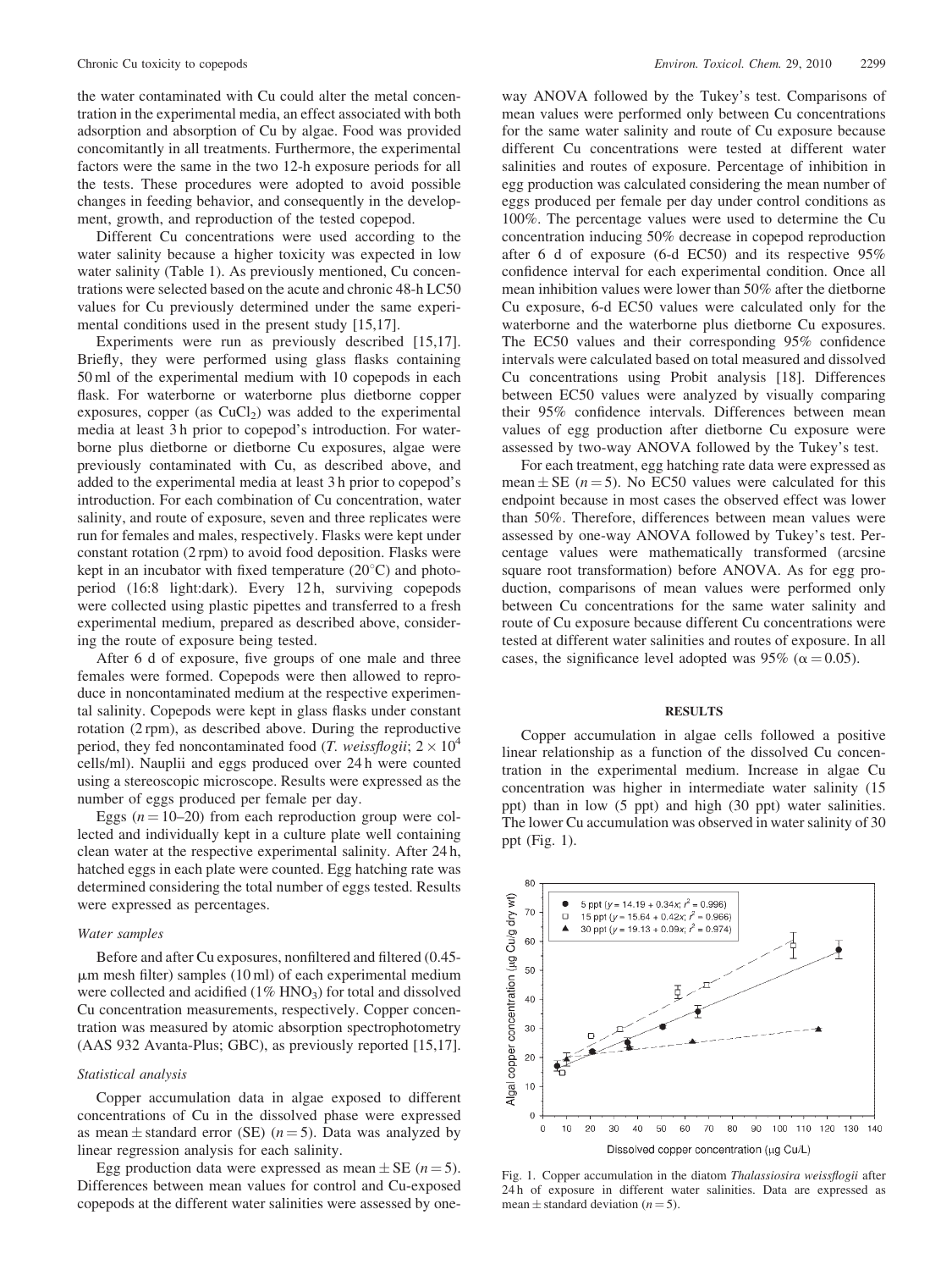the water contaminated with Cu could alter the metal concentration in the experimental media, an effect associated with both adsorption and absorption of Cu by algae. Food was provided concomitantly in all treatments. Furthermore, the experimental factors were the same in the two 12-h exposure periods for all the tests. These procedures were adopted to avoid possible changes in feeding behavior, and consequently in the development, growth, and reproduction of the tested copepod.

Different Cu concentrations were used according to the water salinity because a higher toxicity was expected in low water salinity (Table 1). As previously mentioned, Cu concentrations were selected based on the acute and chronic 48-h LC50 values for Cu previously determined under the same experimental conditions used in the present study [15,17].

Experiments were run as previously described [15,17]. Briefly, they were performed using glass flasks containing 50 ml of the experimental medium with 10 copepods in each flask. For waterborne or waterborne plus dietborne copper exposures, copper (as $CuCl_2$) was added to the experimental media at least 3 h prior to copepod's introduction. For waterborne plus dietborne or dietborne Cu exposures, algae were previously contaminated with Cu, as described above, and added to the experimental media at least 3 h prior to copepod's introduction. For each combination of Cu concentration, water salinity, and route of exposure, seven and three replicates were run for females and males, respectively. Flasks were kept under constant rotation (2 rpm) to avoid food deposition. Flasks were kept in an incubator with fixed temperature (20°C) and photoperiod (16:8 light:dark). Every 12 h, surviving copepods were collected using plastic pipettes and transferred to a fresh experimental medium, prepared as described above, considering the route of exposure being tested.

After 6 d of exposure, five groups of one male and three females were formed. Copepods were then allowed to reproduce in noncontaminated medium at the respective experimental salinity. Copepods were kept in glass flasks under constant rotation (2 rpm), as described above. During the reproductive period, they fed noncontaminated food (*T. weissflogii*; $2 \times 10^4$ cells/ml). Nauplii and eggs produced over 24 h were counted using a stereoscopic microscope. Results were expressed as the number of eggs produced per female per day.

Eggs ($n = 10$–$20$) from each reproduction group were collected and individually kept in a culture plate well containing clean water at the respective experimental salinity. After 24 h, hatched eggs in each plate were counted. Egg hatching rate was determined considering the total number of eggs tested. Results were expressed as percentages.

### *Water samples*

Before and after Cu exposures, nonfiltered and filtered (0.45-μm mesh filter) samples (10 ml) of each experimental medium were collected and acidified (1% $HNO_3$) for total and dissolved Cu concentration measurements, respectively. Copper concentration was measured by atomic absorption spectrophotometry (AAS 932 Avanta-Plus; GBC), as previously reported [15,17].

### *Statistical analysis*

Copper accumulation data in algae exposed to different concentrations of Cu in the dissolved phase were expressed as mean ± standard error (SE) ($n = 5$). Data was analyzed by linear regression analysis for each salinity.

Egg production data were expressed as mean ± SE ($n = 5$). Differences between mean values for control and Cu-exposed copepods at the different water salinities were assessed by one-way ANOVA followed by the Tukey's test. Comparisons of mean values were performed only between Cu concentrations for the same water salinity and route of Cu exposure because different Cu concentrations were tested at different water salinities and routes of exposure. Percentage of inhibition in egg production was calculated considering the mean number of eggs produced per female per day under control conditions as 100%. The percentage values were used to determine the Cu concentration inducing 50% decrease in copepod reproduction after 6 d of exposure (6-d EC50) and its respective 95% confidence interval for each experimental condition. Once all mean inhibition values were lower than 50% after the dietborne Cu exposure, 6-d EC50 values were calculated only for the waterborne and the waterborne plus dietborne Cu exposures. The EC50 values and their corresponding 95% confidence intervals were calculated based on total measured and dissolved Cu concentrations using Probit analysis [18]. Differences between EC50 values were analyzed by visually comparing their 95% confidence intervals. Differences between mean values of egg production after dietborne Cu exposure were assessed by two-way ANOVA followed by the Tukey's test.

For each treatment, egg hatching rate data were expressed as mean ± SE ($n = 5$). No EC50 values were calculated for this endpoint because in most cases the observed effect was lower than 50%. Therefore, differences between mean values were assessed by one-way ANOVA followed by Tukey's test. Percentage values were mathematically transformed (arcsine square root transformation) before ANOVA. As for egg production, comparisons of mean values were performed only between Cu concentrations for the same water salinity and route of Cu exposure because different Cu concentrations were tested at different water salinities and routes of exposure. In all cases, the significance level adopted was 95% ($\alpha = 0.05$).

## RESULTS

Copper accumulation in algae cells followed a positive linear relationship as a function of the dissolved Cu concentration in the experimental medium. Increase in algae Cu concentration was higher in intermediate water salinity (15 ppt) than in low (5 ppt) and high (30 ppt) water salinities. The lower Cu accumulation was observed in water salinity of 30 ppt (Fig. 1).

Fig. 1. Copper accumulation in the diatom *Thalassiosira weissflogii* after 24 h of exposure in different water salinities. Data are expressed as mean ± standard deviation ($n = 5$).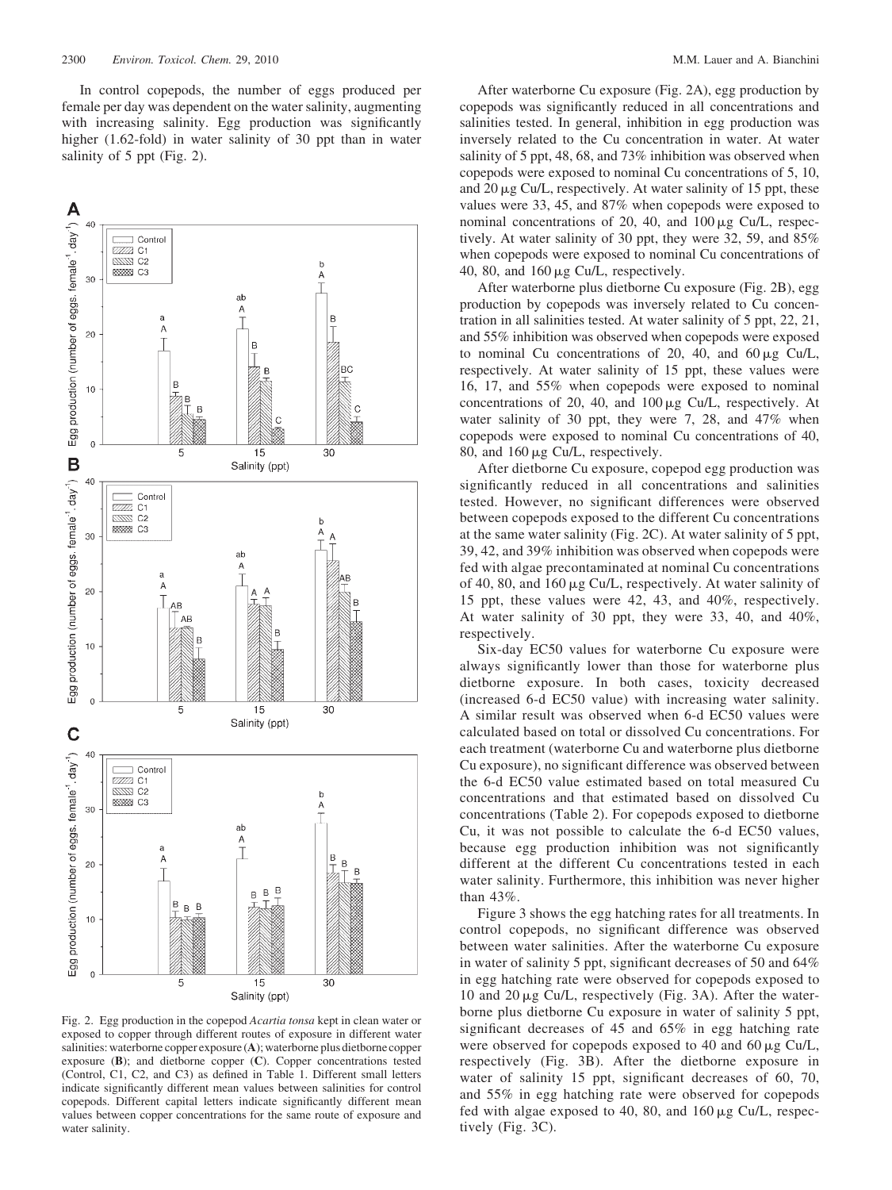In control copepods, the number of eggs produced per female per day was dependent on the water salinity, augmenting with increasing salinity. Egg production was significantly higher (1.62-fold) in water salinity of 30 ppt than in water salinity of 5 ppt (Fig. 2).

Fig. 2. Egg production in the copepod *Acartia tonsa* kept in clean water or exposed to copper through different routes of exposure in different water salinities: waterborne copper exposure (**A**); waterborne plus dietborne copper exposure (**B**); and dietborne copper (**C**). Copper concentrations tested (Control, C1, C2, and C3) as defined in Table 1. Different small letters indicate significantly different mean values between salinities for control copepods. Different capital letters indicate significantly different mean values between copper concentrations for the same route of exposure and water salinity.

After waterborne Cu exposure (Fig. 2A), egg production by copepods was significantly reduced in all concentrations and salinities tested. In general, inhibition in egg production was inversely related to the Cu concentration in water. At water salinity of 5 ppt, 48, 68, and 73% inhibition was observed when copepods were exposed to nominal Cu concentrations of 5, 10, and 20 μg Cu/L, respectively. At water salinity of 15 ppt, these values were 33, 45, and 87% when copepods were exposed to nominal concentrations of 20, 40, and 100 μg Cu/L, respectively. At water salinity of 30 ppt, they were 32, 59, and 85% when copepods were exposed to nominal Cu concentrations of 40, 80, and 160 μg Cu/L, respectively.

After waterborne plus dietborne Cu exposure (Fig. 2B), egg production by copepods was inversely related to Cu concentration in all salinities tested. At water salinity of 5 ppt, 22, 21, and 55% inhibition was observed when copepods were exposed to nominal Cu concentrations of 20, 40, and 60 μg Cu/L, respectively. At water salinity of 15 ppt, these values were 16, 17, and 55% when copepods were exposed to nominal concentrations of 20, 40, and 100 μg Cu/L, respectively. At water salinity of 30 ppt, they were 7, 28, and 47% when copepods were exposed to nominal Cu concentrations of 40, 80, and 160 μg Cu/L, respectively.

After dietborne Cu exposure, copepod egg production was significantly reduced in all concentrations and salinities tested. However, no significant differences were observed between copepods exposed to the different Cu concentrations at the same water salinity (Fig. 2C). At water salinity of 5 ppt, 39, 42, and 39% inhibition was observed when copepods were fed with algae precontaminated at nominal Cu concentrations of 40, 80, and 160 μg Cu/L, respectively. At water salinity of 15 ppt, these values were 42, 43, and 40%, respectively. At water salinity of 30 ppt, they were 33, 40, and 40%, respectively.

Six-day EC50 values for waterborne Cu exposure were always significantly lower than those for waterborne plus dietborne exposure. In both cases, toxicity decreased (increased 6-d EC50 value) with increasing water salinity. A similar result was observed when 6-d EC50 values were calculated based on total or dissolved Cu concentrations. For each treatment (waterborne Cu and waterborne plus dietborne Cu exposure), no significant difference was observed between the 6-d EC50 value estimated based on total measured Cu concentrations and that estimated based on dissolved Cu concentrations (Table 2). For copepods exposed to dietborne Cu, it was not possible to calculate the 6-d EC50 values, because egg production inhibition was not significantly different at the different Cu concentrations tested in each water salinity. Furthermore, this inhibition was never higher than 43%.

Figure 3 shows the egg hatching rates for all treatments. In control copepods, no significant difference was observed between water salinities. After the waterborne Cu exposure in water of salinity 5 ppt, significant decreases of 50 and 64% in egg hatching rate were observed for copepods exposed to 10 and 20 μg Cu/L, respectively (Fig. 3A). After the waterborne plus dietborne Cu exposure in water of salinity 5 ppt, significant decreases of 45 and 65% in egg hatching rate were observed for copepods exposed to 40 and 60 μg Cu/L, respectively (Fig. 3B). After the dietborne exposure in water of salinity 15 ppt, significant decreases of 60, 70, and 55% in egg hatching rate were observed for copepods fed with algae exposed to 40, 80, and 160 μg Cu/L, respectively (Fig. 3C).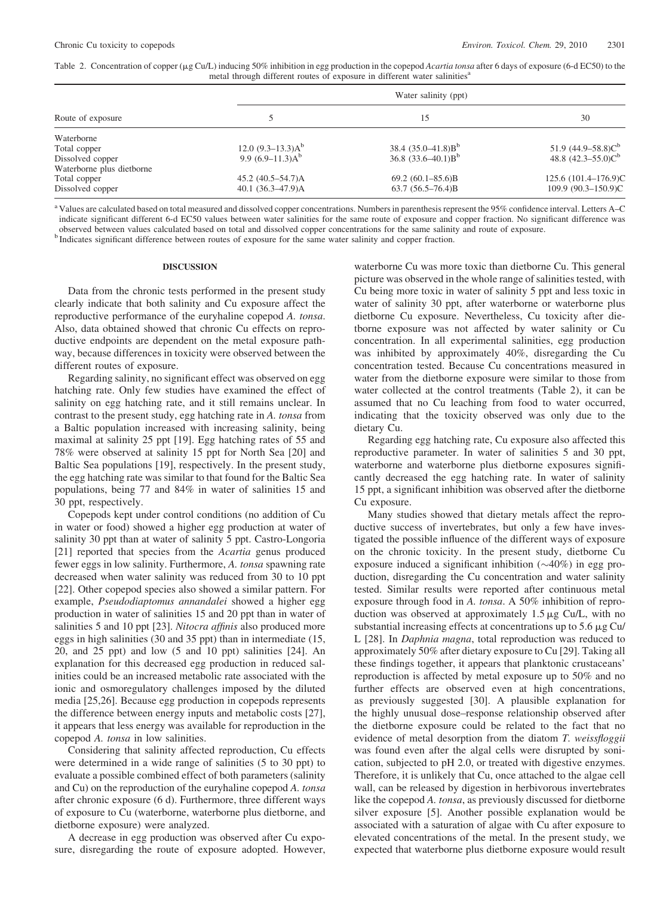Table 2. Concentration of copper (μg Cu/L) inducing 50% inhibition in egg production in the copepod *Acartia tonsa* after 6 days of exposure (6-d EC50) to the metal through different routes of exposure in different water salinities[a]

| Route of exposure | Water salinity (ppt) | | |
|---|---|---|---|
| | 5 | 15 | 30 |
| Waterborne | | | |
| Total copper | 12.0 (9.3–13.3)A[b] | 38.4 (35.0–41.8)B[b] | 51.9 (44.9–58.8)C[b] |
| Dissolved copper | 9.9 (6.9–11.3)A[b] | 36.8 (33.6–40.1)B[b] | 48.8 (42.3–55.0)C[b] |
| Waterborne plus dietborne | | | |
| Total copper | 45.2 (40.5–54.7)A | 69.2 (60.1–85.6)B | 125.6 (101.4–176.9)C |
| Dissolved copper | 40.1 (36.3–47.9)A | 63.7 (56.5–76.4)B | 109.9 (90.3–150.9)C |

[a] Values are calculated based on total measured and dissolved copper concentrations. Numbers in parenthesis represent the 95% confidence interval. Letters A–C indicate significant different 6-d EC50 values between water salinities for the same route of exposure and copper fraction. No significant difference was observed between values calculated based on total and dissolved copper concentrations for the same salinity and route of exposure.

[b] Indicates significant difference between routes of exposure for the same water salinity and copper fraction.

## DISCUSSION

Data from the chronic tests performed in the present study clearly indicate that both salinity and Cu exposure affect the reproductive performance of the euryhaline copepod *A. tonsa*. Also, data obtained showed that chronic Cu effects on reproductive endpoints are dependent on the metal exposure pathway, because differences in toxicity were observed between the different routes of exposure.

Regarding salinity, no significant effect was observed on egg hatching rate. Only few studies have examined the effect of salinity on egg hatching rate, and it still remains unclear. In contrast to the present study, egg hatching rate in *A. tonsa* from a Baltic population increased with increasing salinity, being maximal at salinity 25 ppt [19]. Egg hatching rates of 55 and 78% were observed at salinity 15 ppt for North Sea [20] and Baltic Sea populations [19], respectively. In the present study, the egg hatching rate was similar to that found for the Baltic Sea populations, being 77 and 84% in water of salinities 15 and 30 ppt, respectively.

Copepods kept under control conditions (no addition of Cu in water or food) showed a higher egg production at water of salinity 30 ppt than at water of salinity 5 ppt. Castro-Longoria [21] reported that species from the *Acartia* genus produced fewer eggs in low salinity. Furthermore, *A. tonsa* spawning rate decreased when water salinity was reduced from 30 to 10 ppt [22]. Other copepod species also showed a similar pattern. For example, *Pseudodiaptomus annandalei* showed a higher egg production in water of salinities 15 and 20 ppt than in water of salinities 5 and 10 ppt [23]. *Nitocra affinis* also produced more eggs in high salinities (30 and 35 ppt) than in intermediate (15, 20, and 25 ppt) and low (5 and 10 ppt) salinities [24]. An explanation for this decreased egg production in reduced salinities could be an increased metabolic rate associated with the ionic and osmoregulatory challenges imposed by the diluted media [25,26]. Because egg production in copepods represents the difference between energy inputs and metabolic costs [27], it appears that less energy was available for reproduction in the copepod *A. tonsa* in low salinities.

Considering that salinity affected reproduction, Cu effects were determined in a wide range of salinities (5 to 30 ppt) to evaluate a possible combined effect of both parameters (salinity and Cu) on the reproduction of the euryhaline copepod *A. tonsa* after chronic exposure (6 d). Furthermore, three different ways of exposure to Cu (waterborne, waterborne plus dietborne, and dietborne exposure) were analyzed.

A decrease in egg production was observed after Cu exposure, disregarding the route of exposure adopted. However, waterborne Cu was more toxic than dietborne Cu. This general picture was observed in the whole range of salinities tested, with Cu being more toxic in water of salinity 5 ppt and less toxic in water of salinity 30 ppt, after waterborne or waterborne plus dietborne Cu exposure. Nevertheless, Cu toxicity after dietborne exposure was not affected by water salinity or Cu concentration. In all experimental salinities, egg production was inhibited by approximately 40%, disregarding the Cu concentration tested. Because Cu concentrations measured in water from the dietborne exposure were similar to those from water collected at the control treatments (Table 2), it can be assumed that no Cu leaching from food to water occurred, indicating that the toxicity observed was only due to the dietary Cu.

Regarding egg hatching rate, Cu exposure also affected this reproductive parameter. In water of salinities 5 and 30 ppt, waterborne and waterborne plus dietborne exposures significantly decreased the egg hatching rate. In water of salinity 15 ppt, a significant inhibition was observed after the dietborne Cu exposure.

Many studies showed that dietary metals affect the reproductive success of invertebrates, but only a few have investigated the possible influence of the different ways of exposure on the chronic toxicity. In the present study, dietborne Cu exposure induced a significant inhibition (~40%) in egg production, disregarding the Cu concentration and water salinity tested. Similar results were reported after continuous metal exposure through food in *A. tonsa*. A 50% inhibition of reproduction was observed at approximately 1.5 μg Cu/L, with no substantial increasing effects at concentrations up to 5.6 μg Cu/L [28]. In *Daphnia magna*, total reproduction was reduced to approximately 50% after dietary exposure to Cu [29]. Taking all these findings together, it appears that planktonic crustaceans' reproduction is affected by metal exposure up to 50% and no further effects are observed even at high concentrations, as previously suggested [30]. A plausible explanation for the highly unusual dose–response relationship observed after the dietborne exposure could be related to the fact that no evidence of metal desorption from the diatom *T. weissflogii* was found even after the algal cells were disrupted by sonication, subjected to pH 2.0, or treated with digestive enzymes. Therefore, it is unlikely that Cu, once attached to the algae cell wall, can be released by digestion in herbivorous invertebrates like the copepod *A. tonsa*, as previously discussed for dietborne silver exposure [5]. Another possible explanation would be associated with a saturation of algae with Cu after exposure to elevated concentrations of the metal. In the present study, we expected that waterborne plus dietborne exposure would result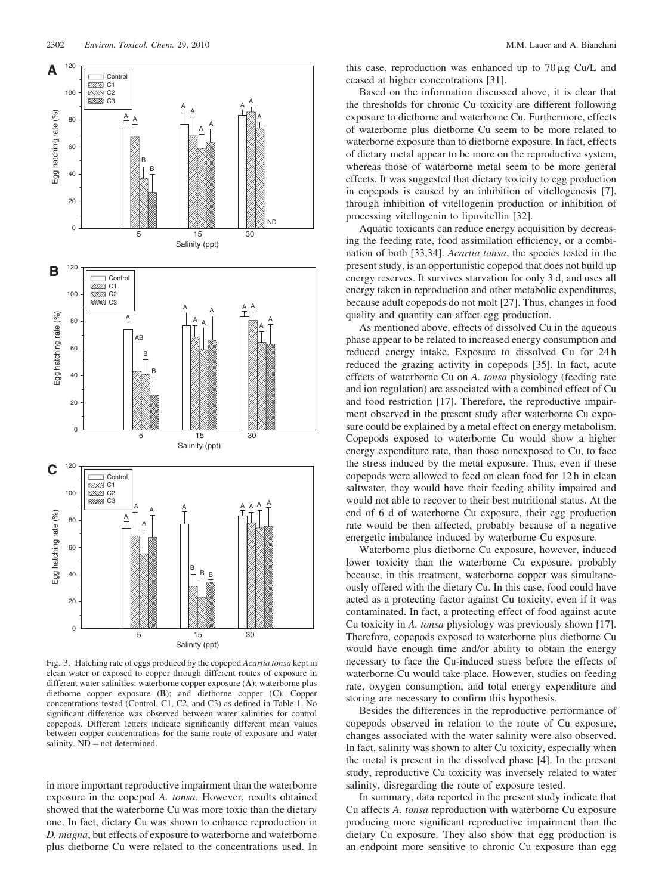A

Control
C1
C2
C3

Egg hatching rate (%)

Salinity (ppt)

5 15 30

ND

B

Control
C1
C2
C3

Egg hatching rate (%)

Salinity (ppt)

5 15 30

C

Control
C1
C2
C3

Egg hatching rate (%)

Salinity (ppt)

5 15 30

Fig. 3. Hatching rate of eggs produced by the copepod *Acartia tonsa* kept in clean water or exposed to copper through different routes of exposure in different water salinities: waterborne copper exposure (**A**); waterborne plus dietborne copper exposure (**B**); and dietborne copper (**C**). Copper concentrations tested (Control, C1, C2, and C3) as defined in Table 1. No significant difference was observed between water salinities for control copepods. Different letters indicate significantly different mean values between copper concentrations for the same route of exposure and water salinity. ND = not determined.

in more important reproductive impairment than the waterborne exposure in the copepod *A. tonsa*. However, results obtained showed that the waterborne Cu was more toxic than the dietary one. In fact, dietary Cu was shown to enhance reproduction in *D. magna*, but effects of exposure to waterborne and waterborne plus dietborne Cu were related to the concentrations used. In this case, reproduction was enhanced up to 70 μg Cu/L and ceased at higher concentrations [31].

Based on the information discussed above, it is clear that the thresholds for chronic Cu toxicity are different following exposure to dietborne and waterborne Cu. Furthermore, effects of waterborne plus dietborne Cu seem to be more related to waterborne exposure than to dietborne exposure. In fact, effects of dietary metal appear to be more on the reproductive system, whereas those of waterborne metal seem to be more general effects. It was suggested that dietary toxicity to egg production in copepods is caused by an inhibition of vitellogenesis [7], through inhibition of vitellogenin production or inhibition of processing vitellogenin to lipovitellin [32].

Aquatic toxicants can reduce energy acquisition by decreasing the feeding rate, food assimilation efficiency, or a combination of both [33,34]. *Acartia tonsa*, the species tested in the present study, is an opportunistic copepod that does not build up energy reserves. It survives starvation for only 3 d, and uses all energy taken in reproduction and other metabolic expenditures, because adult copepods do not molt [27]. Thus, changes in food quality and quantity can affect egg production.

As mentioned above, effects of dissolved Cu in the aqueous phase appear to be related to increased energy consumption and reduced energy intake. Exposure to dissolved Cu for 24 h reduced the grazing activity in copepods [35]. In fact, acute effects of waterborne Cu on *A. tonsa* physiology (feeding rate and ion regulation) are associated with a combined effect of Cu and food restriction [17]. Therefore, the reproductive impairment observed in the present study after waterborne Cu exposure could be explained by a metal effect on energy metabolism. Copepods exposed to waterborne Cu would show a higher energy expenditure rate, than those nonexposed to Cu, to face the stress induced by the metal exposure. Thus, even if these copepods were allowed to feed on clean food for 12 h in clean saltwater, they would have their feeding ability impaired and would not able to recover to their best nutritional status. At the end of 6 d of waterborne Cu exposure, their egg production rate would be then affected, probably because of a negative energetic imbalance induced by waterborne Cu exposure.

Waterborne plus dietborne Cu exposure, however, induced lower toxicity than the waterborne Cu exposure, probably because, in this treatment, waterborne copper was simultaneously offered with the dietary Cu. In this case, food could have acted as a protecting factor against Cu toxicity, even if it was contaminated. In fact, a protecting effect of food against acute Cu toxicity in *A. tonsa* physiology was previously shown [17]. Therefore, copepods exposed to waterborne plus dietborne Cu would have enough time and/or ability to obtain the energy necessary to face the Cu-induced stress before the effects of waterborne Cu would take place. However, studies on feeding rate, oxygen consumption, and total energy expenditure and storing are necessary to confirm this hypothesis.

Besides the differences in the reproductive performance of copepods observed in relation to the route of Cu exposure, changes associated with the water salinity were also observed. In fact, salinity was shown to alter Cu toxicity, especially when the metal is present in the dissolved phase [4]. In the present study, reproductive Cu toxicity was inversely related to water salinity, disregarding the route of exposure tested.

In summary, data reported in the present study indicate that Cu affects *A. tonsa* reproduction with waterborne Cu exposure producing more significant reproductive impairment than the dietary Cu exposure. They also show that egg production is an endpoint more sensitive to chronic Cu exposure than egg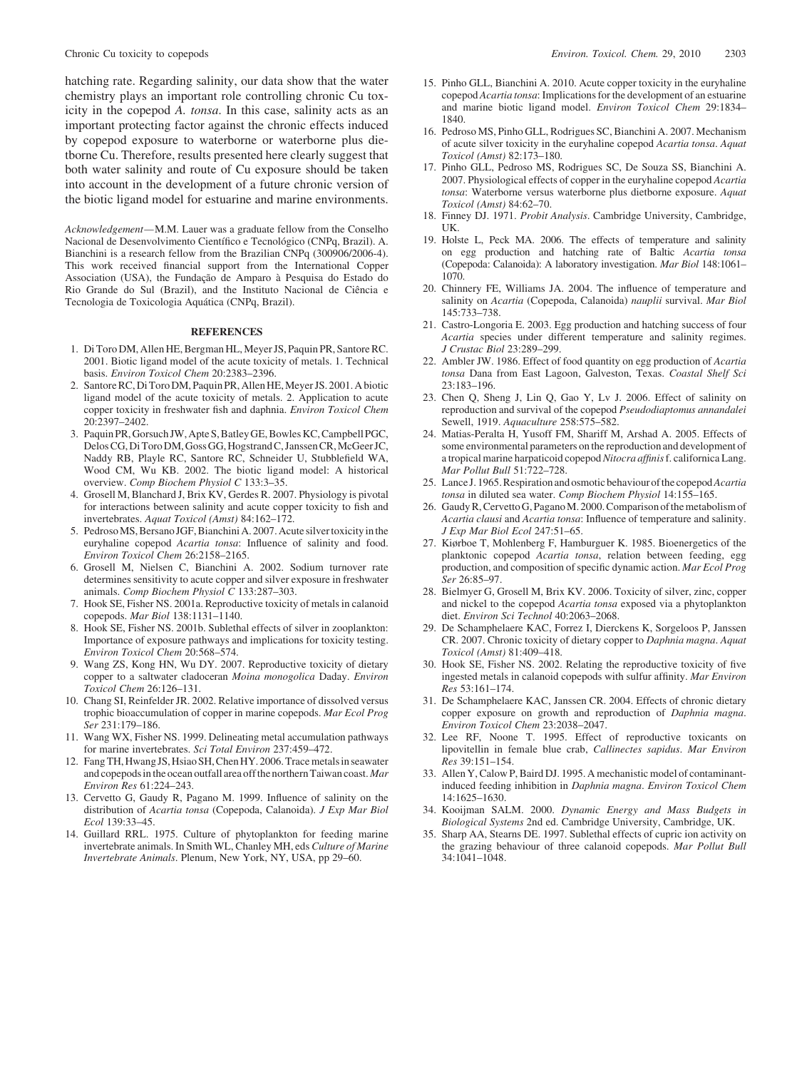hatching rate. Regarding salinity, our data show that the water chemistry plays an important role controlling chronic Cu toxicity in the copepod *A. tonsa*. In this case, salinity acts as an important protecting factor against the chronic effects induced by copepod exposure to waterborne or waterborne plus dietborne Cu. Therefore, results presented here clearly suggest that both water salinity and route of Cu exposure should be taken into account in the development of a future chronic version of the biotic ligand model for estuarine and marine environments.

*Acknowledgement*—M.M. Lauer was a graduate fellow from the Conselho Nacional de Desenvolvimento Científico e Tecnológico (CNPq, Brazil). A. Bianchini is a research fellow from the Brazilian CNPq (300906/2006-4). This work received financial support from the International Copper Association (USA), the Fundação de Amparo à Pesquisa do Estado do Rio Grande do Sul (Brazil), and the Instituto Nacional de Ciência e Tecnologia de Toxicologia Aquática (CNPq, Brazil).

## REFERENCES

1. Di Toro DM, Allen HE, Bergman HL, Meyer JS, Paquin PR, Santore RC. 2001. Biotic ligand model of the acute toxicity of metals. 1. Technical basis. *Environ Toxicol Chem* 20:2383–2396.
2. Santore RC, Di Toro DM, Paquin PR, Allen HE, Meyer JS. 2001. A biotic ligand model of the acute toxicity of metals. 2. Application to acute copper toxicity in freshwater fish and daphnia. *Environ Toxicol Chem* 20:2397–2402.
3. Paquin PR, Gorsuch JW, Apte S, Batley GE, Bowles KC, Campbell PGC, Delos CG, Di Toro DM, Goss GG, Hogstrand C, Janssen CR, McGeer JC, Naddy RB, Playle RC, Santore RC, Schneider U, Stubblefield WA, Wood CM, Wu KB. 2002. The biotic ligand model: A historical overview. *Comp Biochem Physiol C* 133:3–35.
4. Grosell M, Blanchard J, Brix KV, Gerdes R. 2007. Physiology is pivotal for interactions between salinity and acute copper toxicity to fish and invertebrates. *Aquat Toxicol (Amst)* 84:162–172.
5. Pedroso MS, Bersano JGF, Bianchini A. 2007. Acute silver toxicity in the euryhaline copepod *Acartia tonsa*: Influence of salinity and food. *Environ Toxicol Chem* 26:2158–2165.
6. Grosell M, Nielsen C, Bianchini A. 2002. Sodium turnover rate determines sensitivity to acute copper and silver exposure in freshwater animals. *Comp Biochem Physiol C* 133:287–303.
7. Hook SE, Fisher NS. 2001a. Reproductive toxicity of metals in calanoid copepods. *Mar Biol* 138:1131–1140.
8. Hook SE, Fisher NS. 2001b. Sublethal effects of silver in zooplankton: Importance of exposure pathways and implications for toxicity testing. *Environ Toxicol Chem* 20:568–574.
9. Wang ZS, Kong HN, Wu DY. 2007. Reproductive toxicity of dietary copper to a saltwater cladoceran *Moina monogolica* Daday. *Environ Toxicol Chem* 26:126–131.
10. Chang SI, Reinfelder JR. 2002. Relative importance of dissolved versus trophic bioaccumulation of copper in marine copepods. *Mar Ecol Prog Ser* 231:179–186.
11. Wang WX, Fisher NS. 1999. Delineating metal accumulation pathways for marine invertebrates. *Sci Total Environ* 237:459–472.
12. Fang TH, Hwang JS, Hsiao SH, Chen HY. 2006. Trace metals in seawater and copepods in the ocean outfall area off the northern Taiwan coast. *Mar Environ Res* 61:224–243.
13. Cervetto G, Gaudy R, Pagano M. 1999. Influence of salinity on the distribution of *Acartia tonsa* (Copepoda, Calanoida). *J Exp Mar Biol Ecol* 139:33–45.
14. Guillard RRL. 1975. Culture of phytoplankton for feeding marine invertebrate animals. In Smith WL, Chanley MH, eds *Culture of Marine Invertebrate Animals*. Plenum, New York, NY, USA, pp 29–60.
15. Pinho GLL, Bianchini A. 2010. Acute copper toxicity in the euryhaline copepod *Acartia tonsa*: Implications for the development of an estuarine and marine biotic ligand model. *Environ Toxicol Chem* 29:1834–1840.
16. Pedroso MS, Pinho GLL, Rodrigues SC, Bianchini A. 2007. Mechanism of acute silver toxicity in the euryhaline copepod *Acartia tonsa*. *Aquat Toxicol (Amst)* 82:173–180.
17. Pinho GLL, Pedroso MS, Rodrigues SC, De Souza SS, Bianchini A. 2007. Physiological effects of copper in the euryhaline copepod *Acartia tonsa*: Waterborne versus waterborne plus dietborne exposure. *Aquat Toxicol (Amst)* 84:62–70.
18. Finney DJ. 1971. *Probit Analysis*. Cambridge University, Cambridge, UK.
19. Holste L, Peck MA. 2006. The effects of temperature and salinity on egg production and hatching rate of Baltic *Acartia tonsa* (Copepoda: Calanoida): A laboratory investigation. *Mar Biol* 148:1061–1070.
20. Chinnery FE, Williams JA. 2004. The influence of temperature and salinity on *Acartia* (Copepoda, Calanoida) *nauplii* survival. *Mar Biol* 145:733–738.
21. Castro-Longoria E. 2003. Egg production and hatching success of four *Acartia* species under different temperature and salinity regimes. *J Crustac Biol* 23:289–299.
22. Ambler JW. 1986. Effect of food quantity on egg production of *Acartia tonsa* Dana from East Lagoon, Galveston, Texas. *Coastal Shelf Sci* 23:183–196.
23. Chen Q, Sheng J, Lin Q, Gao Y, Lv J. 2006. Effect of salinity on reproduction and survival of the copepod *Pseudodiaptomus annandalei* Sewell, 1919. *Aquaculture* 258:575–582.
24. Matias-Peralta H, Yusoff FM, Shariff M, Arshad A. 2005. Effects of some environmental parameters on the reproduction and development of a tropical marine harpaticoid copepod *Nitocra affinis* f. californica Lang. *Mar Pollut Bull* 51:722–728.
25. Lance J. 1965. Respiration and osmotic behaviour of the copepod *Acartia tonsa* in diluted sea water. *Comp Biochem Physiol* 14:155–165.
26. Gaudy R, Cervetto G, Pagano M. 2000. Comparison of the metabolism of *Acartia clausi* and *Acartia tonsa*: Influence of temperature and salinity. *J Exp Mar Biol Ecol* 247:51–65.
27. Kiørboe T, Mohlenberg F, Hamburguer K. 1985. Bioenergetics of the planktonic copepod *Acartia tonsa*, relation between feeding, egg production, and composition of specific dynamic action. *Mar Ecol Prog Ser* 26:85–97.
28. Bielmyer G, Grosell M, Brix KV. 2006. Toxicity of silver, zinc, copper and nickel to the copepod *Acartia tonsa* exposed via a phytoplankton diet. *Environ Sci Technol* 40:2063–2068.
29. De Schamphelaere KAC, Forrez I, Dierckens K, Sorgeloos P, Janssen CR. 2007. Chronic toxicity of dietary copper to *Daphnia magna*. *Aquat Toxicol (Amst)* 81:409–418.
30. Hook SE, Fisher NS. 2002. Relating the reproductive toxicity of five ingested metals in calanoid copepods with sulfur affinity. *Mar Environ Res* 53:161–174.
31. De Schamphelaere KAC, Janssen CR. 2004. Effects of chronic dietary copper exposure on growth and reproduction of *Daphnia magna*. *Environ Toxicol Chem* 23:2038–2047.
32. Lee RF, Noone T. 1995. Effect of reproductive toxicants on lipovitellin in female blue crab, *Callinectes sapidus*. *Mar Environ Res* 39:151–154.
33. Allen Y, Calow P, Baird DJ. 1995. A mechanistic model of contaminant-induced feeding inhibition in *Daphnia magna*. *Environ Toxicol Chem* 14:1625–1630.
34. Kooijman SALM. 2000. *Dynamic Energy and Mass Budgets in Biological Systems* 2nd ed. Cambridge University, Cambridge, UK.
35. Sharp AA, Stearns DE. 1997. Sublethal effects of cupric ion activity on the grazing behaviour of three calanoid copepods. *Mar Pollut Bull* 34:1041–1048.